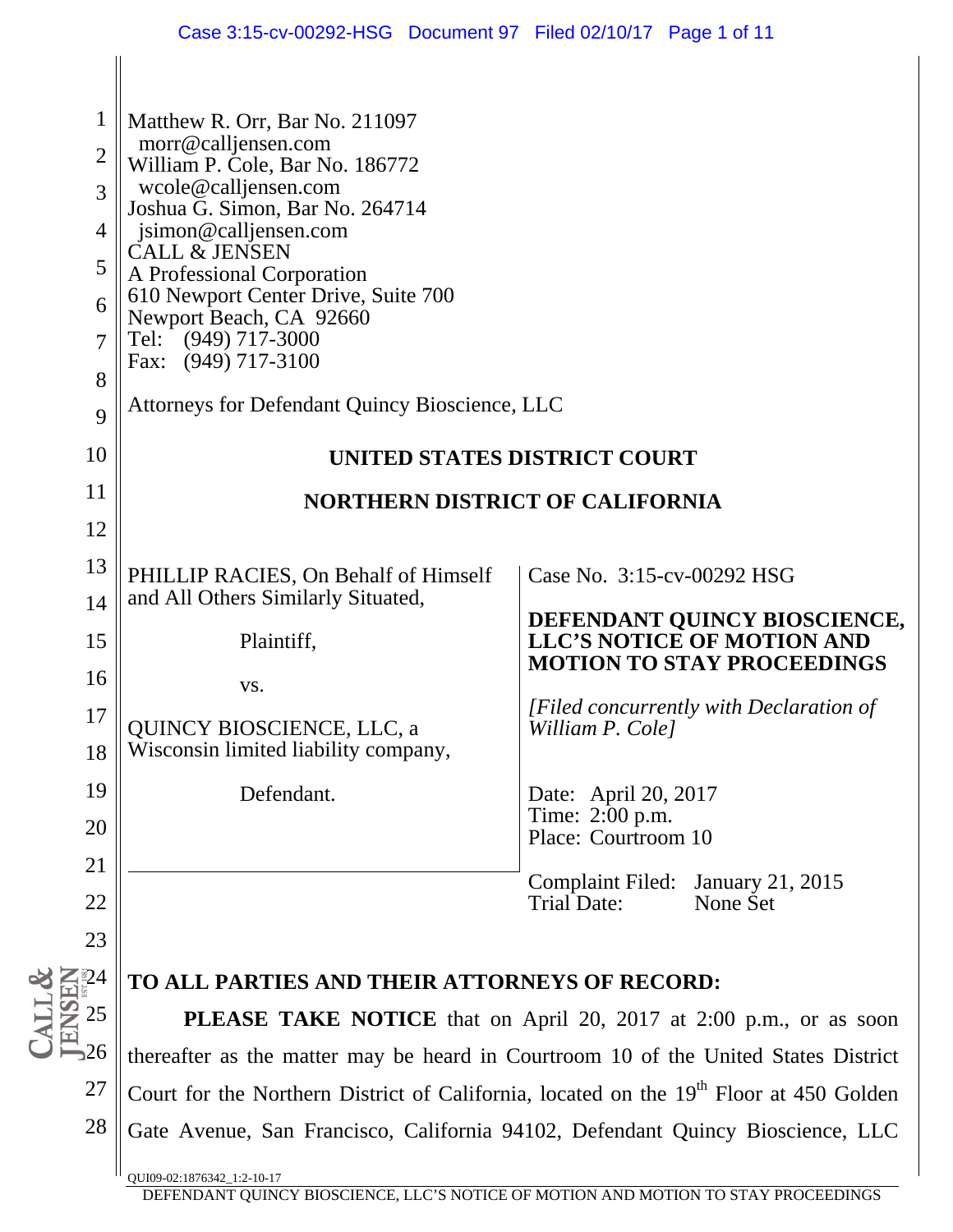Matthew R. Orr, Bar No. 211097
morr@calljensen.com
William P. Cole, Bar No. 186772
wcole@calljensen.com
Joshua G. Simon, Bar No. 264714
jsimon@calljensen.com
CALL & JENSEN
A Professional Corporation
610 Newport Center Drive, Suite 700
Newport Beach, CA 92660
Tel: (949) 717-3000
Fax: (949) 717-3100

Attorneys for Defendant Quincy Bioscience, LLC

**UNITED STATES DISTRICT COURT**

**NORTHERN DISTRICT OF CALIFORNIA**

| | |
|---|---|
| PHILLIP RACIES, On Behalf of Himself and All Others Similarly Situated,<br><br>Plaintiff,<br><br>vs.<br><br>QUINCY BIOSCIENCE, LLC, a Wisconsin limited liability company,<br><br>Defendant. | Case No. 3:15-cv-00292 HSG<br><br>**DEFENDANT QUINCY BIOSCIENCE, LLC'S NOTICE OF MOTION AND MOTION TO STAY PROCEEDINGS**<br><br>*[Filed concurrently with Declaration of William P. Cole]*<br><br>Date: April 20, 2017<br>Time: 2:00 p.m.<br>Place: Courtroom 10<br><br>Complaint Filed: January 21, 2015<br>Trial Date: None Set |

**TO ALL PARTIES AND THEIR ATTORNEYS OF RECORD:**

**PLEASE TAKE NOTICE** that on April 20, 2017 at 2:00 p.m., or as soon thereafter as the matter may be heard in Courtroom 10 of the United States District Court for the Northern District of California, located on the 19th Floor at 450 Golden Gate Avenue, San Francisco, California 94102, Defendant Quincy Bioscience, LLC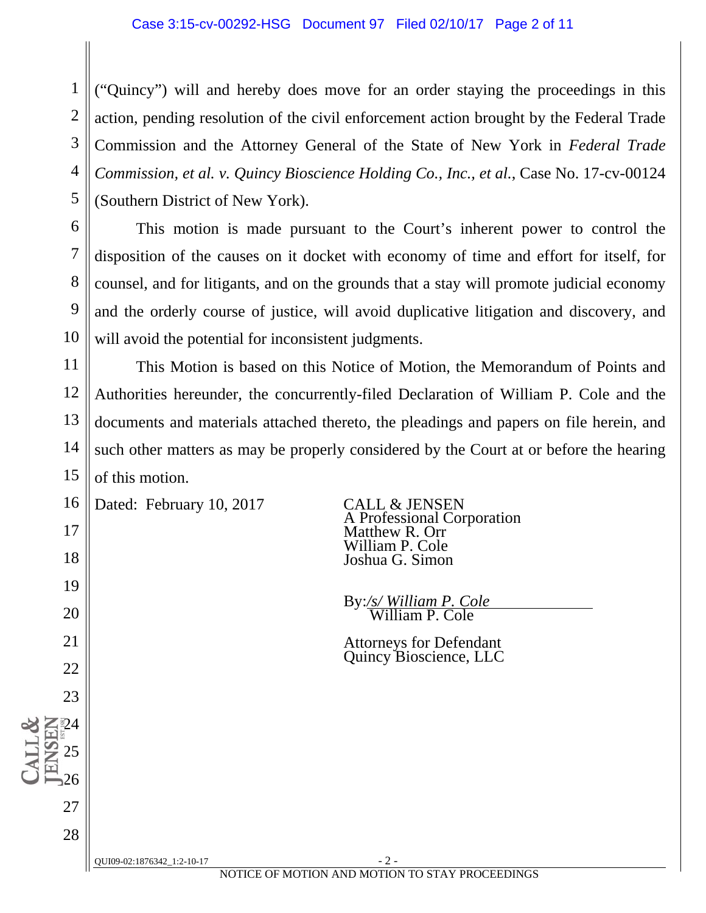("Quincy") will and hereby does move for an order staying the proceedings in this action, pending resolution of the civil enforcement action brought by the Federal Trade Commission and the Attorney General of the State of New York in *Federal Trade Commission, et al. v. Quincy Bioscience Holding Co., Inc., et al.*, Case No. 17-cv-00124 (Southern District of New York).

This motion is made pursuant to the Court's inherent power to control the disposition of the causes on it docket with economy of time and effort for itself, for counsel, and for litigants, and on the grounds that a stay will promote judicial economy and the orderly course of justice, will avoid duplicative litigation and discovery, and will avoid the potential for inconsistent judgments.

This Motion is based on this Notice of Motion, the Memorandum of Points and Authorities hereunder, the concurrently-filed Declaration of William P. Cole and the documents and materials attached thereto, the pleadings and papers on file herein, and such other matters as may be properly considered by the Court at or before the hearing of this motion.

Dated: February 10, 2017

CALL & JENSEN
A Professional Corporation
Matthew R. Orr
William P. Cole
Joshua G. Simon

By: */s/ William P. Cole*
William P. Cole

Attorneys for Defendant
Quincy Bioscience, LLC

QUI09-02:1876342_1:2-10-17

NOTICE OF MOTION AND MOTION TO STAY PROCEEDINGS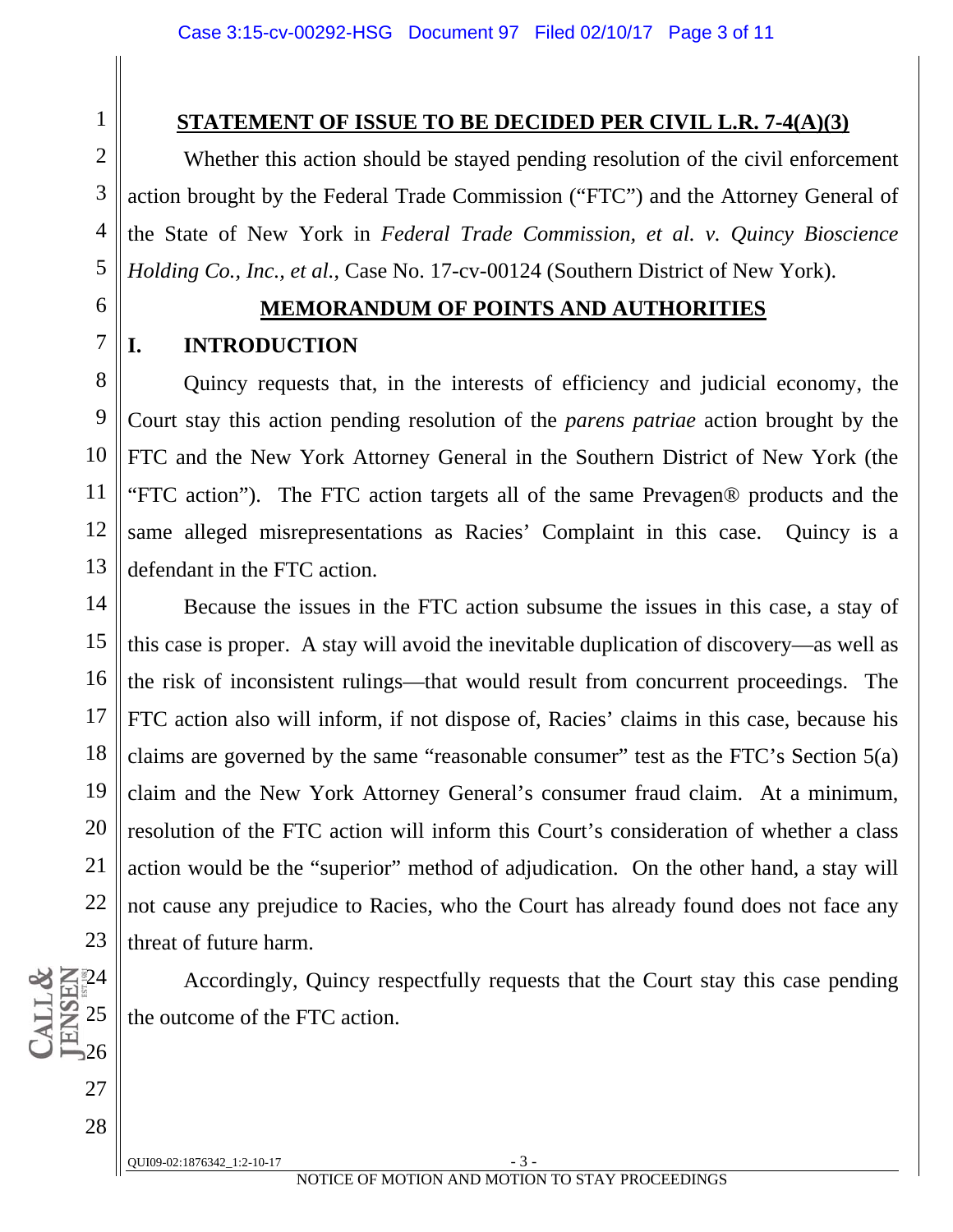**STATEMENT OF ISSUE TO BE DECIDED PER CIVIL L.R. 7-4(A)(3)**

Whether this action should be stayed pending resolution of the civil enforcement action brought by the Federal Trade Commission ("FTC") and the Attorney General of the State of New York in *Federal Trade Commission, et al. v. Quincy Bioscience Holding Co., Inc., et al.*, Case No. 17-cv-00124 (Southern District of New York).

**MEMORANDUM OF POINTS AND AUTHORITIES**

## I. INTRODUCTION

Quincy requests that, in the interests of efficiency and judicial economy, the Court stay this action pending resolution of the *parens patriae* action brought by the FTC and the New York Attorney General in the Southern District of New York (the "FTC action"). The FTC action targets all of the same Prevagen® products and the same alleged misrepresentations as Racies' Complaint in this case. Quincy is a defendant in the FTC action.

Because the issues in the FTC action subsume the issues in this case, a stay of this case is proper. A stay will avoid the inevitable duplication of discovery—as well as the risk of inconsistent rulings—that would result from concurrent proceedings. The FTC action also will inform, if not dispose of, Racies' claims in this case, because his claims are governed by the same "reasonable consumer" test as the FTC's Section 5(a) claim and the New York Attorney General's consumer fraud claim. At a minimum, resolution of the FTC action will inform this Court's consideration of whether a class action would be the "superior" method of adjudication. On the other hand, a stay will not cause any prejudice to Racies, who the Court has already found does not face any threat of future harm.

Accordingly, Quincy respectfully requests that the Court stay this case pending the outcome of the FTC action.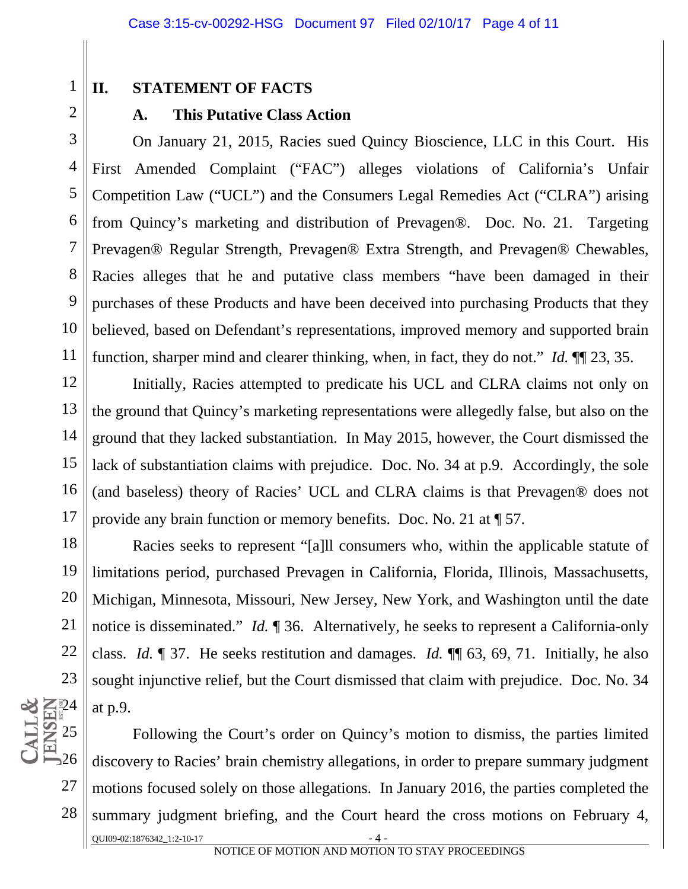## II. STATEMENT OF FACTS

### A. This Putative Class Action

On January 21, 2015, Racies sued Quincy Bioscience, LLC in this Court. His First Amended Complaint ("FAC") alleges violations of California's Unfair Competition Law ("UCL") and the Consumers Legal Remedies Act ("CLRA") arising from Quincy's marketing and distribution of Prevagen®. Doc. No. 21. Targeting Prevagen® Regular Strength, Prevagen® Extra Strength, and Prevagen® Chewables, Racies alleges that he and putative class members "have been damaged in their purchases of these Products and have been deceived into purchasing Products that they believed, based on Defendant's representations, improved memory and supported brain function, sharper mind and clearer thinking, when, in fact, they do not." *Id.* ¶¶ 23, 35.

Initially, Racies attempted to predicate his UCL and CLRA claims not only on the ground that Quincy's marketing representations were allegedly false, but also on the ground that they lacked substantiation. In May 2015, however, the Court dismissed the lack of substantiation claims with prejudice. Doc. No. 34 at p.9. Accordingly, the sole (and baseless) theory of Racies' UCL and CLRA claims is that Prevagen® does not provide any brain function or memory benefits. Doc. No. 21 at ¶ 57.

Racies seeks to represent "[a]ll consumers who, within the applicable statute of limitations period, purchased Prevagen in California, Florida, Illinois, Massachusetts, Michigan, Minnesota, Missouri, New Jersey, New York, and Washington until the date notice is disseminated." *Id.* ¶ 36. Alternatively, he seeks to represent a California-only class. *Id.* ¶ 37. He seeks restitution and damages. *Id.* ¶¶ 63, 69, 71. Initially, he also sought injunctive relief, but the Court dismissed that claim with prejudice. Doc. No. 34 at p.9.

Following the Court's order on Quincy's motion to dismiss, the parties limited discovery to Racies' brain chemistry allegations, in order to prepare summary judgment motions focused solely on those allegations. In January 2016, the parties completed the summary judgment briefing, and the Court heard the cross motions on February 4,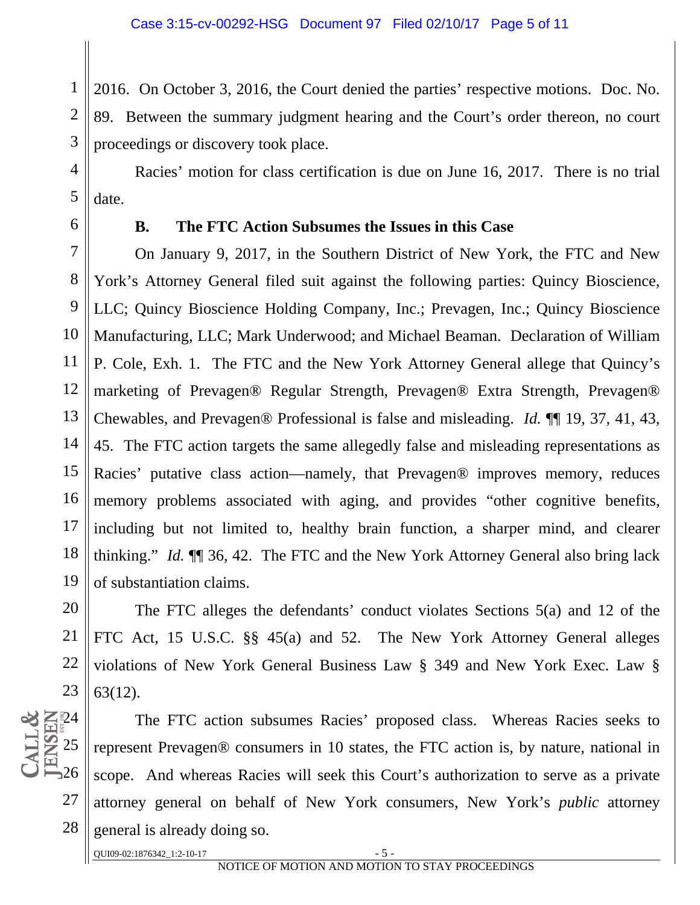2016. On October 3, 2016, the Court denied the parties' respective motions. Doc. No. 89. Between the summary judgment hearing and the Court's order thereon, no court proceedings or discovery took place.

Racies' motion for class certification is due on June 16, 2017. There is no trial date.

**B. The FTC Action Subsumes the Issues in this Case**

On January 9, 2017, in the Southern District of New York, the FTC and New York's Attorney General filed suit against the following parties: Quincy Bioscience, LLC; Quincy Bioscience Holding Company, Inc.; Prevagen, Inc.; Quincy Bioscience Manufacturing, LLC; Mark Underwood; and Michael Beaman. Declaration of William P. Cole, Exh. 1. The FTC and the New York Attorney General allege that Quincy's marketing of Prevagen® Regular Strength, Prevagen® Extra Strength, Prevagen® Chewables, and Prevagen® Professional is false and misleading. *Id.* ¶¶ 19, 37, 41, 43, 45. The FTC action targets the same allegedly false and misleading representations as Racies' putative class action—namely, that Prevagen® improves memory, reduces memory problems associated with aging, and provides "other cognitive benefits, including but not limited to, healthy brain function, a sharper mind, and clearer thinking." *Id.* ¶¶ 36, 42. The FTC and the New York Attorney General also bring lack of substantiation claims.

The FTC alleges the defendants' conduct violates Sections 5(a) and 12 of the FTC Act, 15 U.S.C. §§ 45(a) and 52. The New York Attorney General alleges violations of New York General Business Law § 349 and New York Exec. Law § 63(12).

The FTC action subsumes Racies' proposed class. Whereas Racies seeks to represent Prevagen® consumers in 10 states, the FTC action is, by nature, national in scope. And whereas Racies will seek this Court's authorization to serve as a private attorney general on behalf of New York consumers, New York's *public* attorney general is already doing so.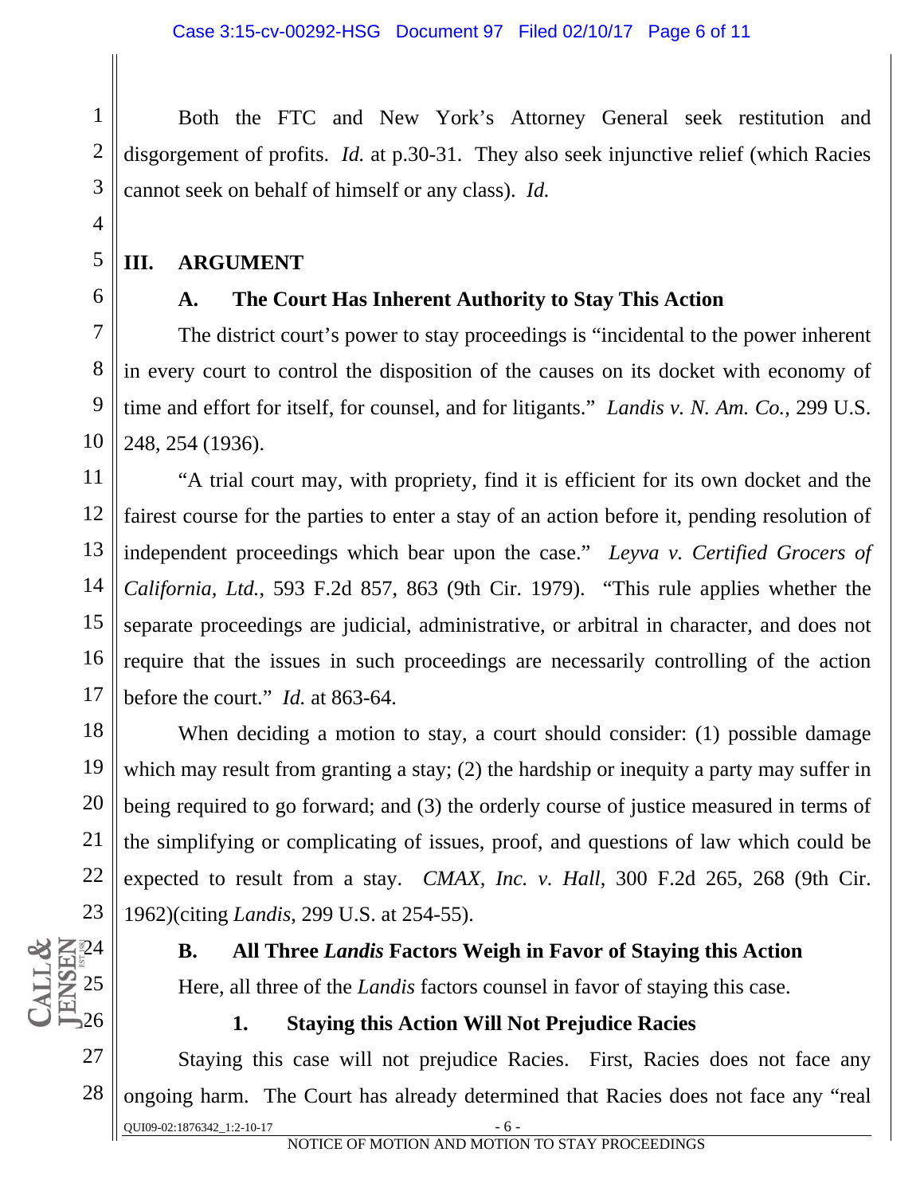Both the FTC and New York's Attorney General seek restitution and disgorgement of profits. *Id.* at p.30-31. They also seek injunctive relief (which Racies cannot seek on behalf of himself or any class). *Id.*

## III. ARGUMENT

### A. The Court Has Inherent Authority to Stay This Action

The district court's power to stay proceedings is "incidental to the power inherent in every court to control the disposition of the causes on its docket with economy of time and effort for itself, for counsel, and for litigants." *Landis v. N. Am. Co.*, 299 U.S. 248, 254 (1936).

"A trial court may, with propriety, find it is efficient for its own docket and the fairest course for the parties to enter a stay of an action before it, pending resolution of independent proceedings which bear upon the case." *Leyva v. Certified Grocers of California, Ltd.*, 593 F.2d 857, 863 (9th Cir. 1979). "This rule applies whether the separate proceedings are judicial, administrative, or arbitral in character, and does not require that the issues in such proceedings are necessarily controlling of the action before the court." *Id.* at 863-64.

When deciding a motion to stay, a court should consider: (1) possible damage which may result from granting a stay; (2) the hardship or inequity a party may suffer in being required to go forward; and (3) the orderly course of justice measured in terms of the simplifying or complicating of issues, proof, and questions of law which could be expected to result from a stay. *CMAX, Inc. v. Hall*, 300 F.2d 265, 268 (9th Cir. 1962)(citing *Landis*, 299 U.S. at 254-55).

### B. All Three *Landis* Factors Weigh in Favor of Staying this Action

Here, all three of the *Landis* factors counsel in favor of staying this case.

#### 1. Staying this Action Will Not Prejudice Racies

Staying this case will not prejudice Racies. First, Racies does not face any ongoing harm. The Court has already determined that Racies does not face any "real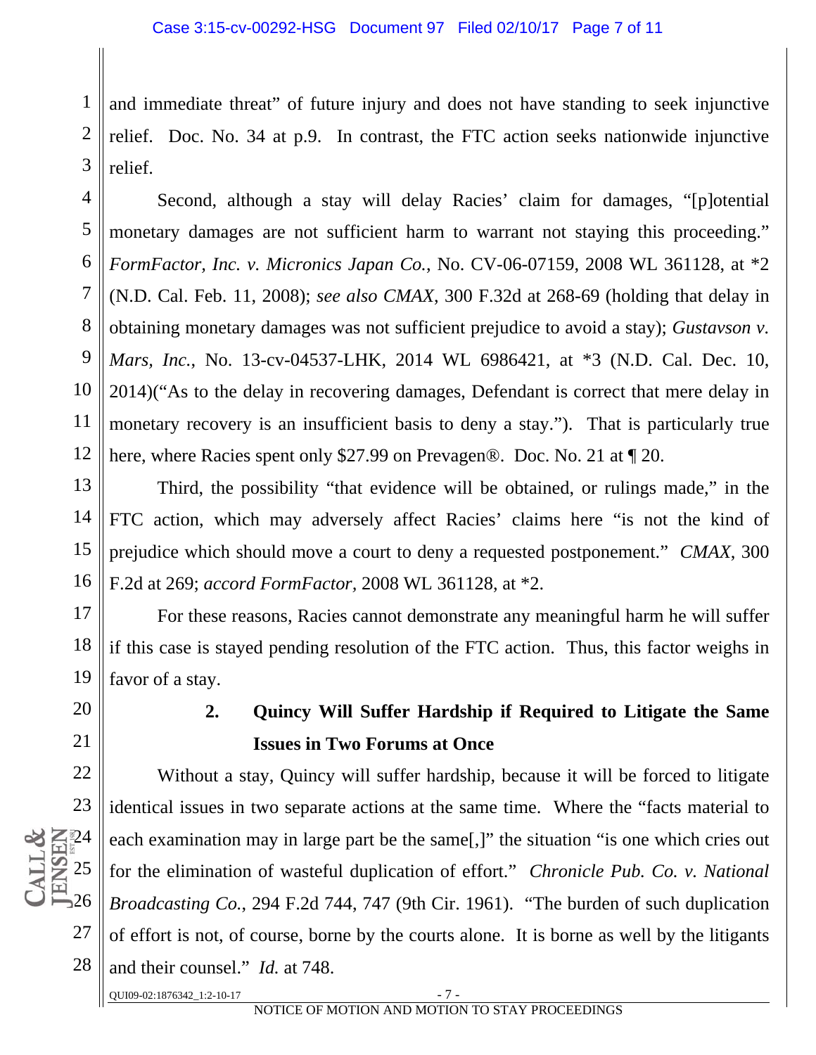and immediate threat" of future injury and does not have standing to seek injunctive relief. Doc. No. 34 at p.9. In contrast, the FTC action seeks nationwide injunctive relief.

Second, although a stay will delay Racies' claim for damages, "[p]otential monetary damages are not sufficient harm to warrant not staying this proceeding." *FormFactor, Inc. v. Micronics Japan Co.*, No. CV-06-07159, 2008 WL 361128, at *2 (N.D. Cal. Feb. 11, 2008); *see also CMAX*, 300 F.32d at 268-69 (holding that delay in obtaining monetary damages was not sufficient prejudice to avoid a stay); *Gustavson v. Mars, Inc.*, No. 13-cv-04537-LHK, 2014 WL 6986421, at *3 (N.D. Cal. Dec. 10, 2014)("As to the delay in recovering damages, Defendant is correct that mere delay in monetary recovery is an insufficient basis to deny a stay."). That is particularly true here, where Racies spent only $27.99 on Prevagen®. Doc. No. 21 at ¶ 20.

Third, the possibility "that evidence will be obtained, or rulings made," in the FTC action, which may adversely affect Racies' claims here "is not the kind of prejudice which should move a court to deny a requested postponement." *CMAX*, 300 F.2d at 269; *accord FormFactor*, 2008 WL 361128, at *2.

For these reasons, Racies cannot demonstrate any meaningful harm he will suffer if this case is stayed pending resolution of the FTC action. Thus, this factor weighs in favor of a stay.

### 2. Quincy Will Suffer Hardship if Required to Litigate the Same Issues in Two Forums at Once

Without a stay, Quincy will suffer hardship, because it will be forced to litigate identical issues in two separate actions at the same time. Where the "facts material to each examination may in large part be the same[,]" the situation "is one which cries out for the elimination of wasteful duplication of effort." *Chronicle Pub. Co. v. National Broadcasting Co.*, 294 F.2d 744, 747 (9th Cir. 1961). "The burden of such duplication of effort is not, of course, borne by the courts alone. It is borne as well by the litigants and their counsel." *Id.* at 748.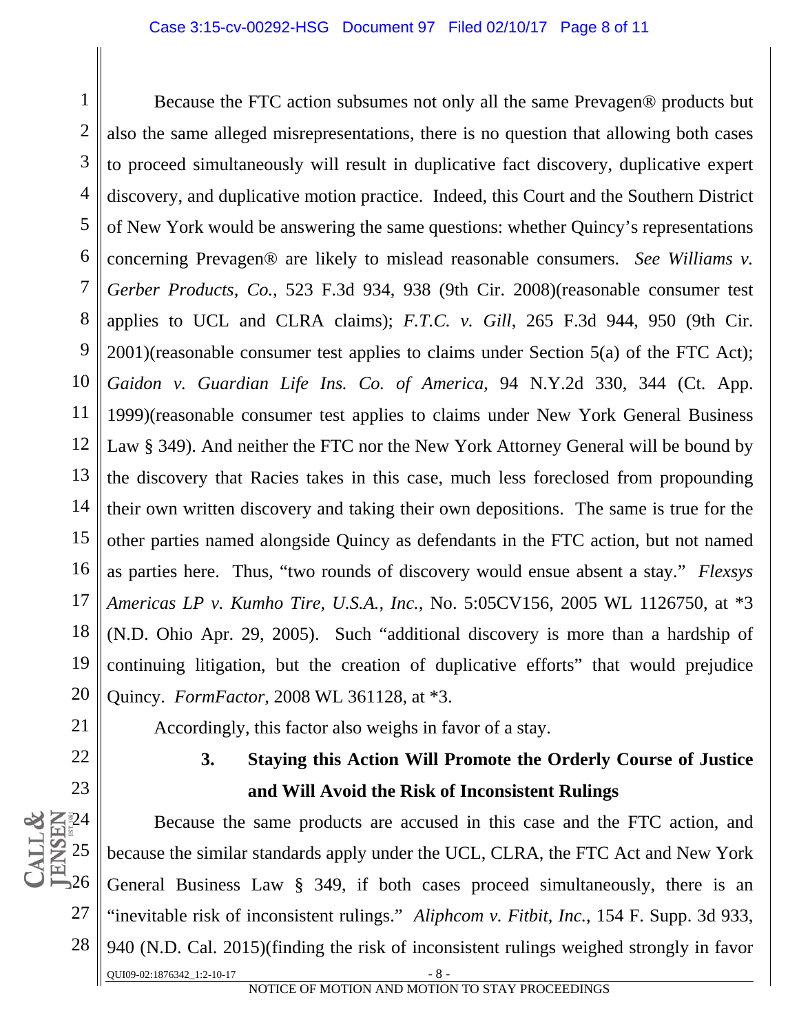Because the FTC action subsumes not only all the same Prevagen® products but also the same alleged misrepresentations, there is no question that allowing both cases to proceed simultaneously will result in duplicative fact discovery, duplicative expert discovery, and duplicative motion practice. Indeed, this Court and the Southern District of New York would be answering the same questions: whether Quincy's representations concerning Prevagen® are likely to mislead reasonable consumers. *See Williams v. Gerber Products, Co.*, 523 F.3d 934, 938 (9th Cir. 2008)(reasonable consumer test applies to UCL and CLRA claims); *F.T.C. v. Gill*, 265 F.3d 944, 950 (9th Cir. 2001)(reasonable consumer test applies to claims under Section 5(a) of the FTC Act); *Gaidon v. Guardian Life Ins. Co. of America*, 94 N.Y.2d 330, 344 (Ct. App. 1999)(reasonable consumer test applies to claims under New York General Business Law § 349). And neither the FTC nor the New York Attorney General will be bound by the discovery that Racies takes in this case, much less foreclosed from propounding their own written discovery and taking their own depositions. The same is true for the other parties named alongside Quincy as defendants in the FTC action, but not named as parties here. Thus, "two rounds of discovery would ensue absent a stay." *Flexsys Americas LP v. Kumho Tire, U.S.A., Inc.*, No. 5:05CV156, 2005 WL 1126750, at *3 (N.D. Ohio Apr. 29, 2005). Such "additional discovery is more than a hardship of continuing litigation, but the creation of duplicative efforts" that would prejudice Quincy. *FormFactor*, 2008 WL 361128, at *3.

Accordingly, this factor also weighs in favor of a stay.

### 3. Staying this Action Will Promote the Orderly Course of Justice and Will Avoid the Risk of Inconsistent Rulings

Because the same products are accused in this case and the FTC action, and because the similar standards apply under the UCL, CLRA, the FTC Act and New York General Business Law § 349, if both cases proceed simultaneously, there is an "inevitable risk of inconsistent rulings." *Aliphcom v. Fitbit, Inc.*, 154 F. Supp. 3d 933, 940 (N.D. Cal. 2015)(finding the risk of inconsistent rulings weighed strongly in favor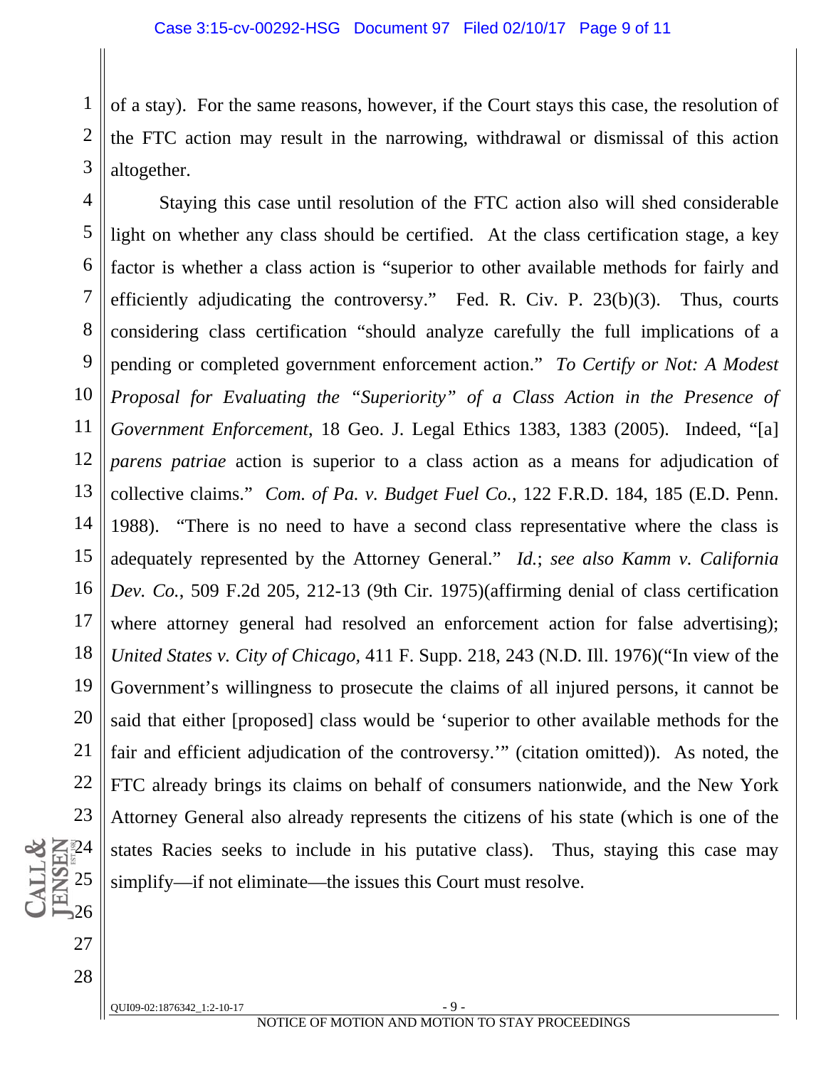of a stay). For the same reasons, however, if the Court stays this case, the resolution of the FTC action may result in the narrowing, withdrawal or dismissal of this action altogether.

Staying this case until resolution of the FTC action also will shed considerable light on whether any class should be certified. At the class certification stage, a key factor is whether a class action is "superior to other available methods for fairly and efficiently adjudicating the controversy." Fed. R. Civ. P. 23(b)(3). Thus, courts considering class certification "should analyze carefully the full implications of a pending or completed government enforcement action." *To Certify or Not: A Modest Proposal for Evaluating the "Superiority" of a Class Action in the Presence of Government Enforcement*, 18 Geo. J. Legal Ethics 1383, 1383 (2005). Indeed, "[a] *parens patriae* action is superior to a class action as a means for adjudication of collective claims." *Com. of Pa. v. Budget Fuel Co.*, 122 F.R.D. 184, 185 (E.D. Penn. 1988). "There is no need to have a second class representative where the class is adequately represented by the Attorney General." *Id.*; *see also Kamm v. California Dev. Co.*, 509 F.2d 205, 212-13 (9th Cir. 1975)(affirming denial of class certification where attorney general had resolved an enforcement action for false advertising); *United States v. City of Chicago*, 411 F. Supp. 218, 243 (N.D. Ill. 1976)("In view of the Government's willingness to prosecute the claims of all injured persons, it cannot be said that either [proposed] class would be 'superior to other available methods for the fair and efficient adjudication of the controversy.'" (citation omitted)). As noted, the FTC already brings its claims on behalf of consumers nationwide, and the New York Attorney General also already represents the citizens of his state (which is one of the states Racies seeks to include in his putative class). Thus, staying this case may simplify—if not eliminate—the issues this Court must resolve.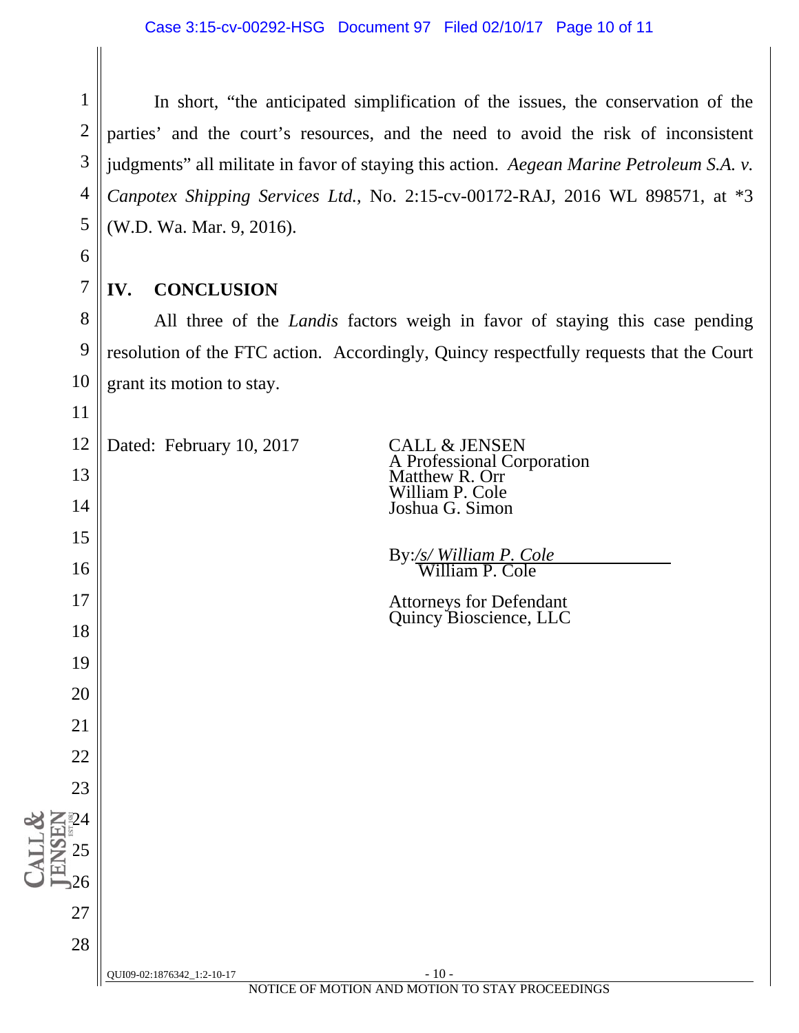In short, "the anticipated simplification of the issues, the conservation of the parties' and the court's resources, and the need to avoid the risk of inconsistent judgments" all militate in favor of staying this action. *Aegean Marine Petroleum S.A. v. Canpotex Shipping Services Ltd.*, No. 2:15-cv-00172-RAJ, 2016 WL 898571, at *3 (W.D. Wa. Mar. 9, 2016).

## IV. CONCLUSION

All three of the *Landis* factors weigh in favor of staying this case pending resolution of the FTC action. Accordingly, Quincy respectfully requests that the Court grant its motion to stay.

Dated: February 10, 2017

CALL & JENSEN
A Professional Corporation
Matthew R. Orr
William P. Cole
Joshua G. Simon

By: */s/ William P. Cole*
William P. Cole

Attorneys for Defendant
Quincy Bioscience, LLC

QUI09-02:1876342_1:2-10-17

NOTICE OF MOTION AND MOTION TO STAY PROCEEDINGS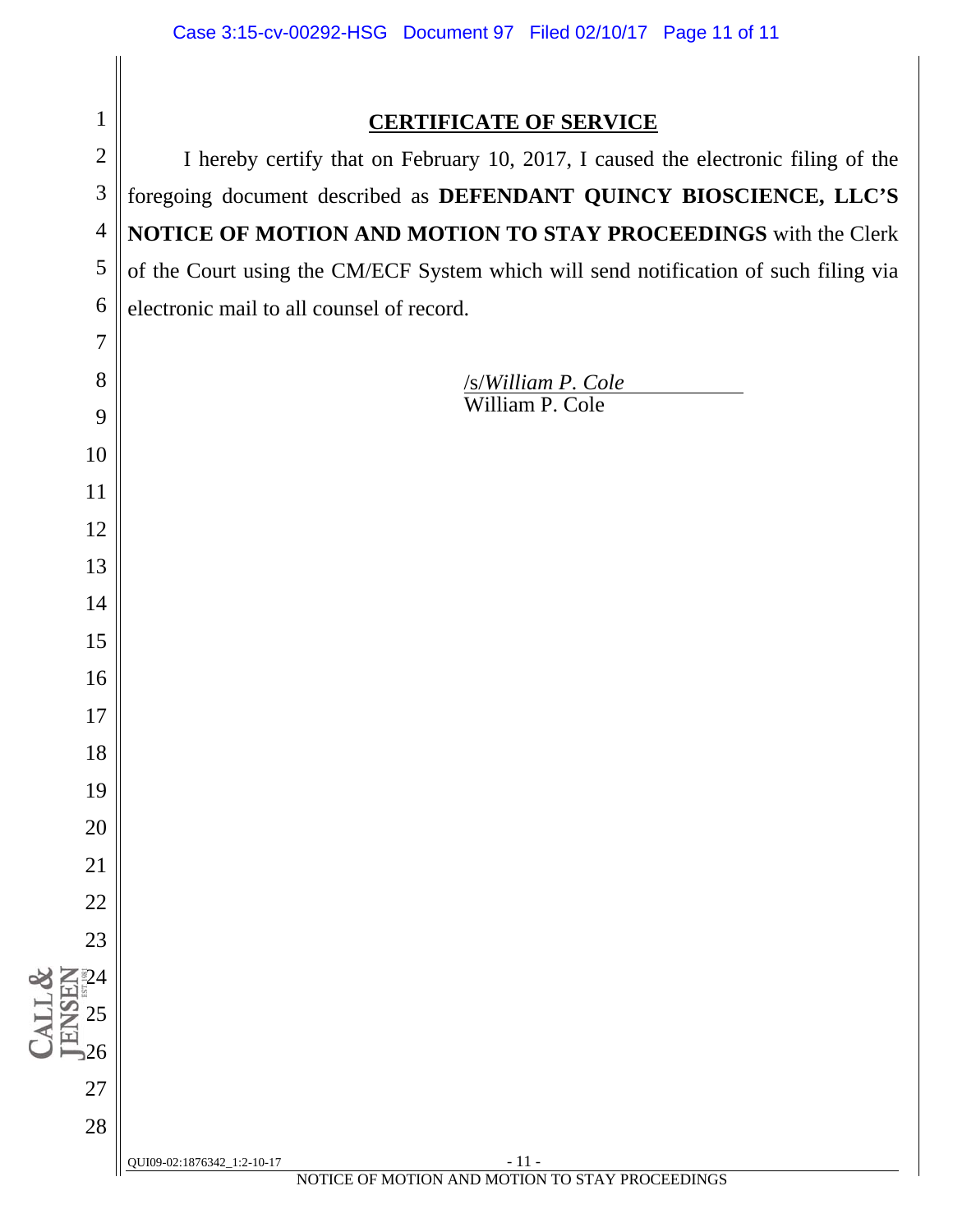## CERTIFICATE OF SERVICE

I hereby certify that on February 10, 2017, I caused the electronic filing of the foregoing document described as **DEFENDANT QUINCY BIOSCIENCE, LLC'S NOTICE OF MOTION AND MOTION TO STAY PROCEEDINGS** with the Clerk of the Court using the CM/ECF System which will send notification of such filing via electronic mail to all counsel of record.

/s/*William P. Cole*
William P. Cole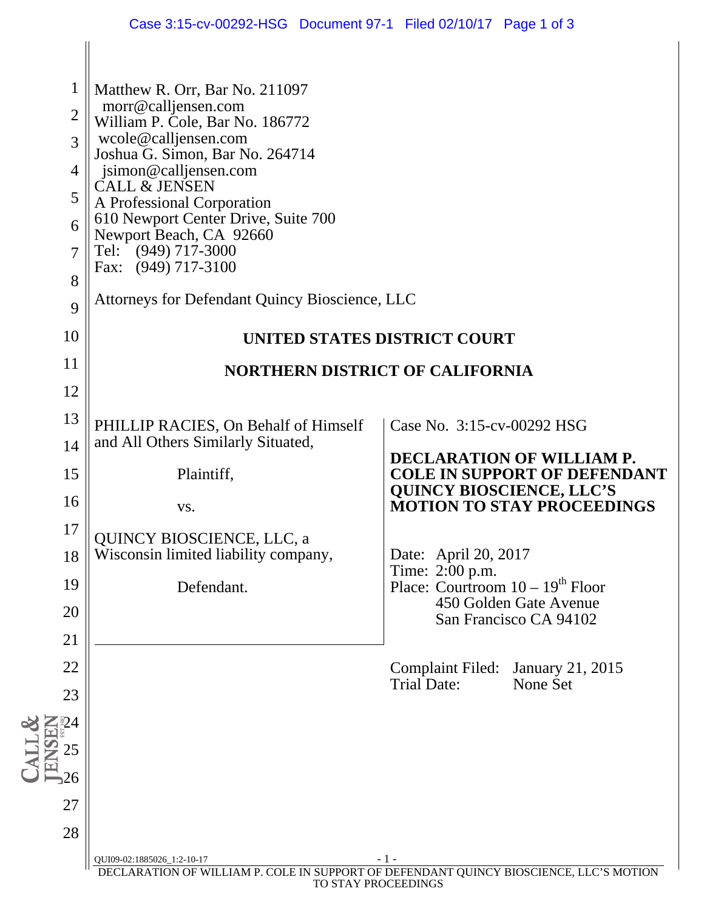Matthew R. Orr, Bar No. 211097
morr@calljensen.com
William P. Cole, Bar No. 186772
wcole@calljensen.com
Joshua G. Simon, Bar No. 264714
jsimon@calljensen.com
CALL & JENSEN
A Professional Corporation
610 Newport Center Drive, Suite 700
Newport Beach, CA 92660
Tel: (949) 717-3000
Fax: (949) 717-3100

Attorneys for Defendant Quincy Bioscience, LLC

**UNITED STATES DISTRICT COURT**

**NORTHERN DISTRICT OF CALIFORNIA**

PHILLIP RACIES, On Behalf of Himself and All Others Similarly Situated,

Plaintiff,

vs.

QUINCY BIOSCIENCE, LLC, a Wisconsin limited liability company,

Defendant.

Case No. 3:15-cv-00292 HSG

**DECLARATION OF WILLIAM P. COLE IN SUPPORT OF DEFENDANT QUINCY BIOSCIENCE, LLC'S MOTION TO STAY PROCEEDINGS**

Date: April 20, 2017
Time: 2:00 p.m.
Place: Courtroom 10 – 19th Floor
450 Golden Gate Avenue
San Francisco CA 94102

Complaint Filed: January 21, 2015
Trial Date: None Set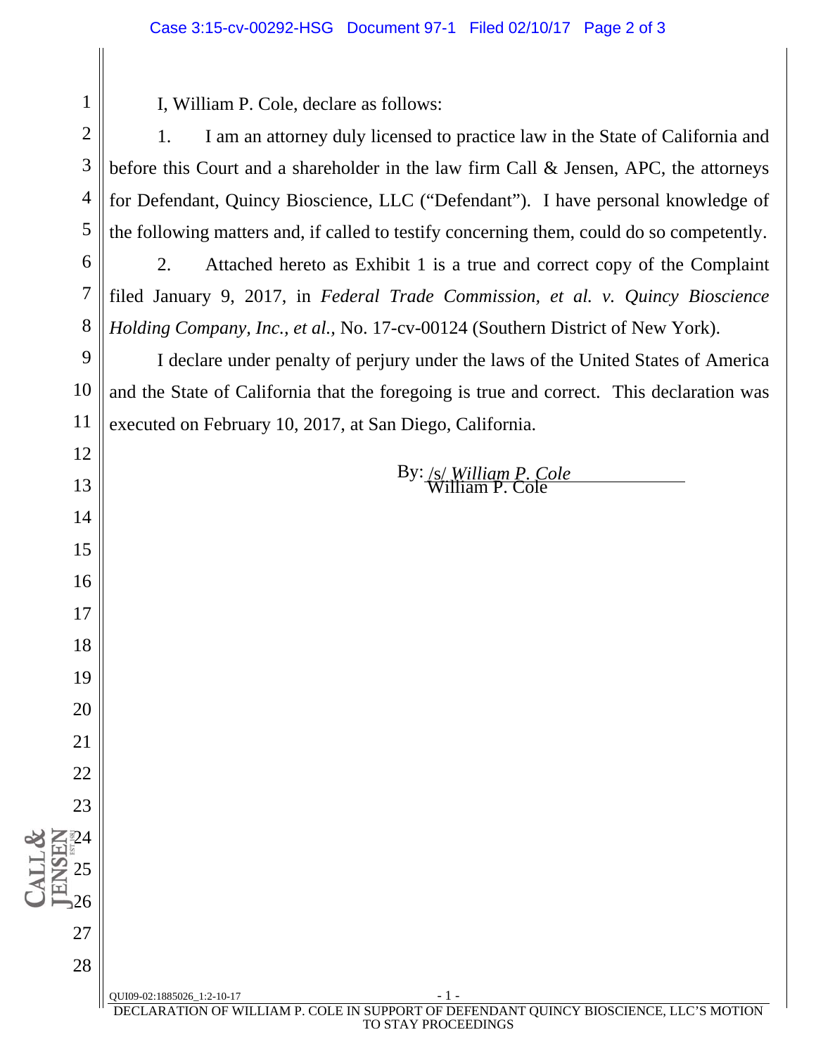I, William P. Cole, declare as follows:

1. I am an attorney duly licensed to practice law in the State of California and before this Court and a shareholder in the law firm Call & Jensen, APC, the attorneys for Defendant, Quincy Bioscience, LLC ("Defendant"). I have personal knowledge of the following matters and, if called to testify concerning them, could do so competently.

2. Attached hereto as Exhibit 1 is a true and correct copy of the Complaint filed January 9, 2017, in *Federal Trade Commission, et al. v. Quincy Bioscience Holding Company, Inc., et al.*, No. 17-cv-00124 (Southern District of New York).

I declare under penalty of perjury under the laws of the United States of America and the State of California that the foregoing is true and correct. This declaration was executed on February 10, 2017, at San Diego, California.

By: /s/ *William P. Cole*
William P. Cole

QUI09-02:1885026_1:2-10-17

DECLARATION OF WILLIAM P. COLE IN SUPPORT OF DEFENDANT QUINCY BIOSCIENCE, LLC'S MOTION TO STAY PROCEEDINGS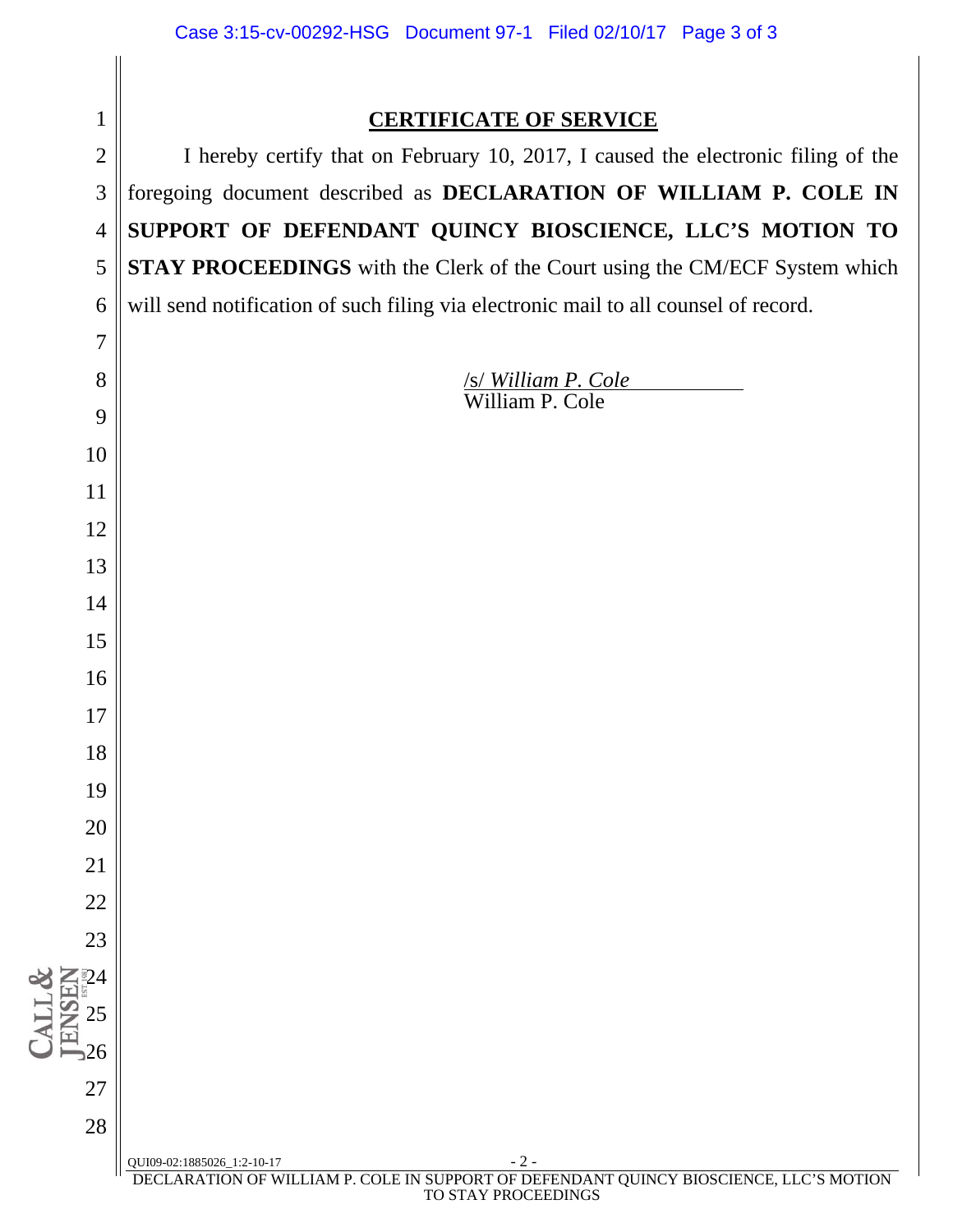## CERTIFICATE OF SERVICE

I hereby certify that on February 10, 2017, I caused the electronic filing of the foregoing document described as **DECLARATION OF WILLIAM P. COLE IN SUPPORT OF DEFENDANT QUINCY BIOSCIENCE, LLC'S MOTION TO STAY PROCEEDINGS** with the Clerk of the Court using the CM/ECF System which will send notification of such filing via electronic mail to all counsel of record.

/s/ *William P. Cole*
William P. Cole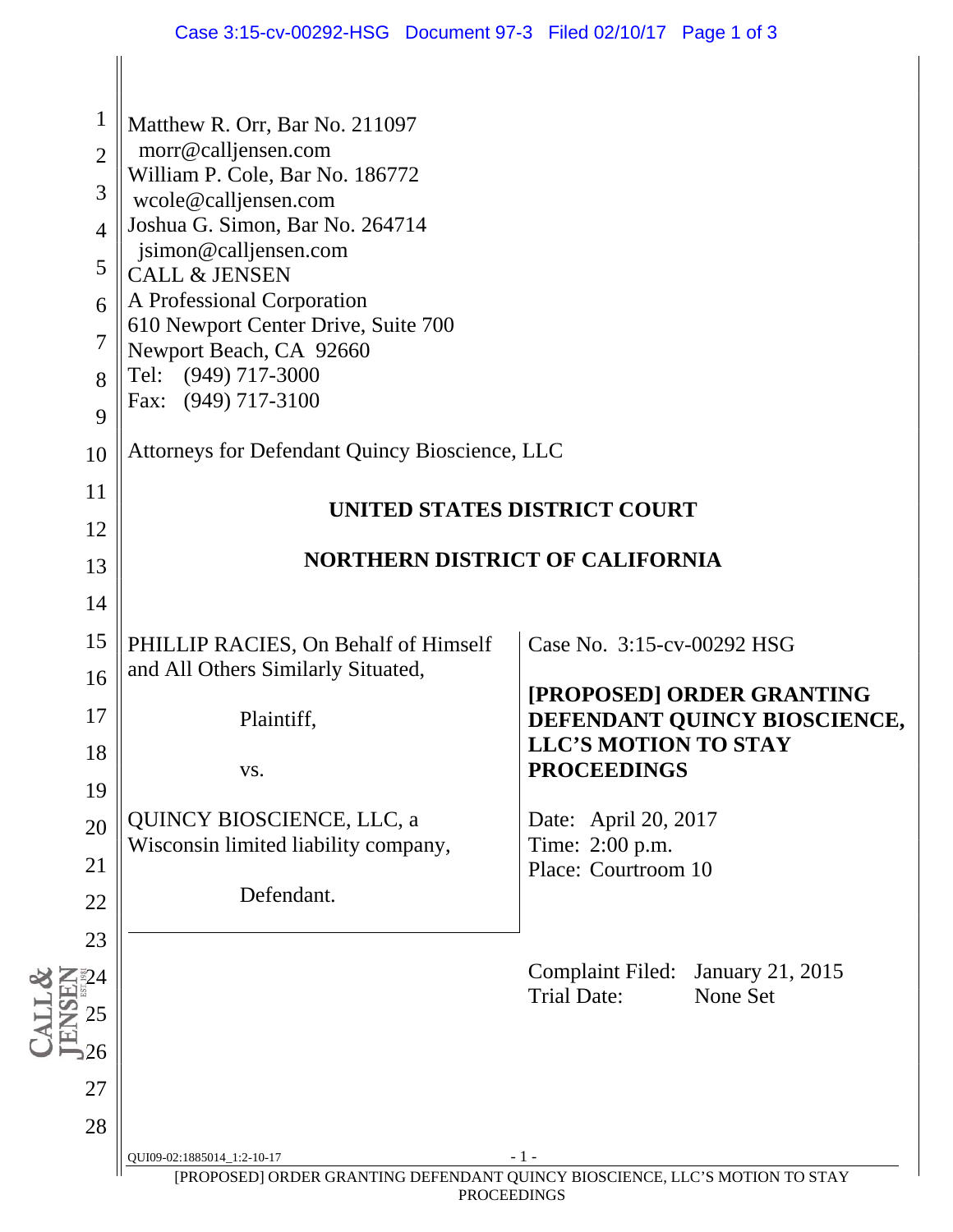Matthew R. Orr, Bar No. 211097
morr@calljensen.com
William P. Cole, Bar No. 186772
wcole@calljensen.com
Joshua G. Simon, Bar No. 264714
jsimon@calljensen.com
CALL & JENSEN
A Professional Corporation
610 Newport Center Drive, Suite 700
Newport Beach, CA 92660
Tel: (949) 717-3000
Fax: (949) 717-3100

Attorneys for Defendant Quincy Bioscience, LLC

**UNITED STATES DISTRICT COURT**

**NORTHERN DISTRICT OF CALIFORNIA**

| | |
|---|---|
| PHILLIP RACIES, On Behalf of Himself and All Others Similarly Situated,<br><br>Plaintiff,<br><br>vs.<br><br>QUINCY BIOSCIENCE, LLC, a Wisconsin limited liability company,<br><br>Defendant. | Case No. 3:15-cv-00292 HSG<br><br>**[PROPOSED] ORDER GRANTING DEFENDANT QUINCY BIOSCIENCE, LLC'S MOTION TO STAY PROCEEDINGS**<br><br>Date: April 20, 2017<br>Time: 2:00 p.m.<br>Place: Courtroom 10 |

Complaint Filed: January 21, 2015
Trial Date: None Set

QUI09-02:1885014_1:2-10-17

[PROPOSED] ORDER GRANTING DEFENDANT QUINCY BIOSCIENCE, LLC'S MOTION TO STAY PROCEEDINGS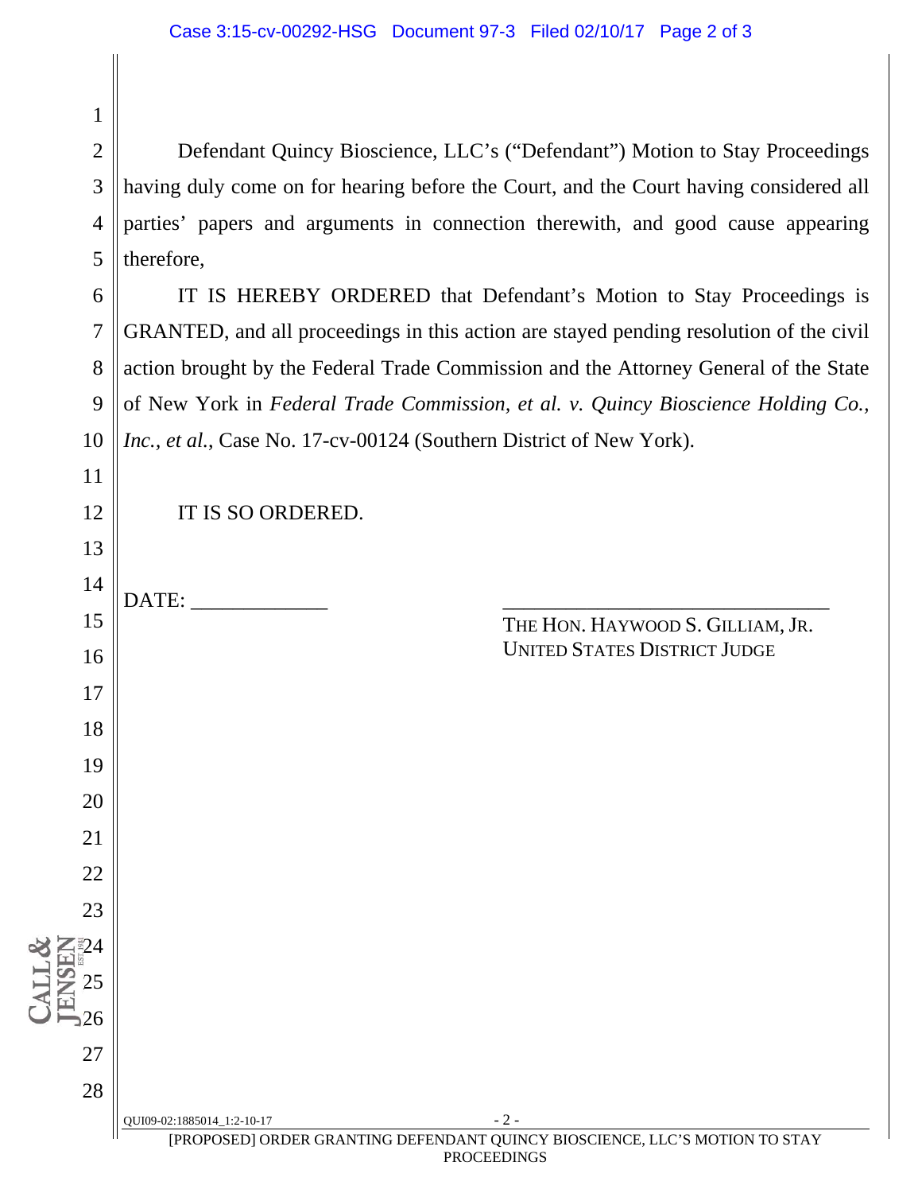Defendant Quincy Bioscience, LLC's ("Defendant") Motion to Stay Proceedings having duly come on for hearing before the Court, and the Court having considered all parties' papers and arguments in connection therewith, and good cause appearing therefore,

IT IS HEREBY ORDERED that Defendant's Motion to Stay Proceedings is GRANTED, and all proceedings in this action are stayed pending resolution of the civil action brought by the Federal Trade Commission and the Attorney General of the State of New York in *Federal Trade Commission, et al. v. Quincy Bioscience Holding Co., Inc., et al.*, Case No. 17-cv-00124 (Southern District of New York).

IT IS SO ORDERED.

DATE: _____________

_________________________________
THE HON. HAYWOOD S. GILLIAM, JR.
UNITED STATES DISTRICT JUDGE

QUI09-02:1885014_1:2-10-17

[PROPOSED] ORDER GRANTING DEFENDANT QUINCY BIOSCIENCE, LLC'S MOTION TO STAY PROCEEDINGS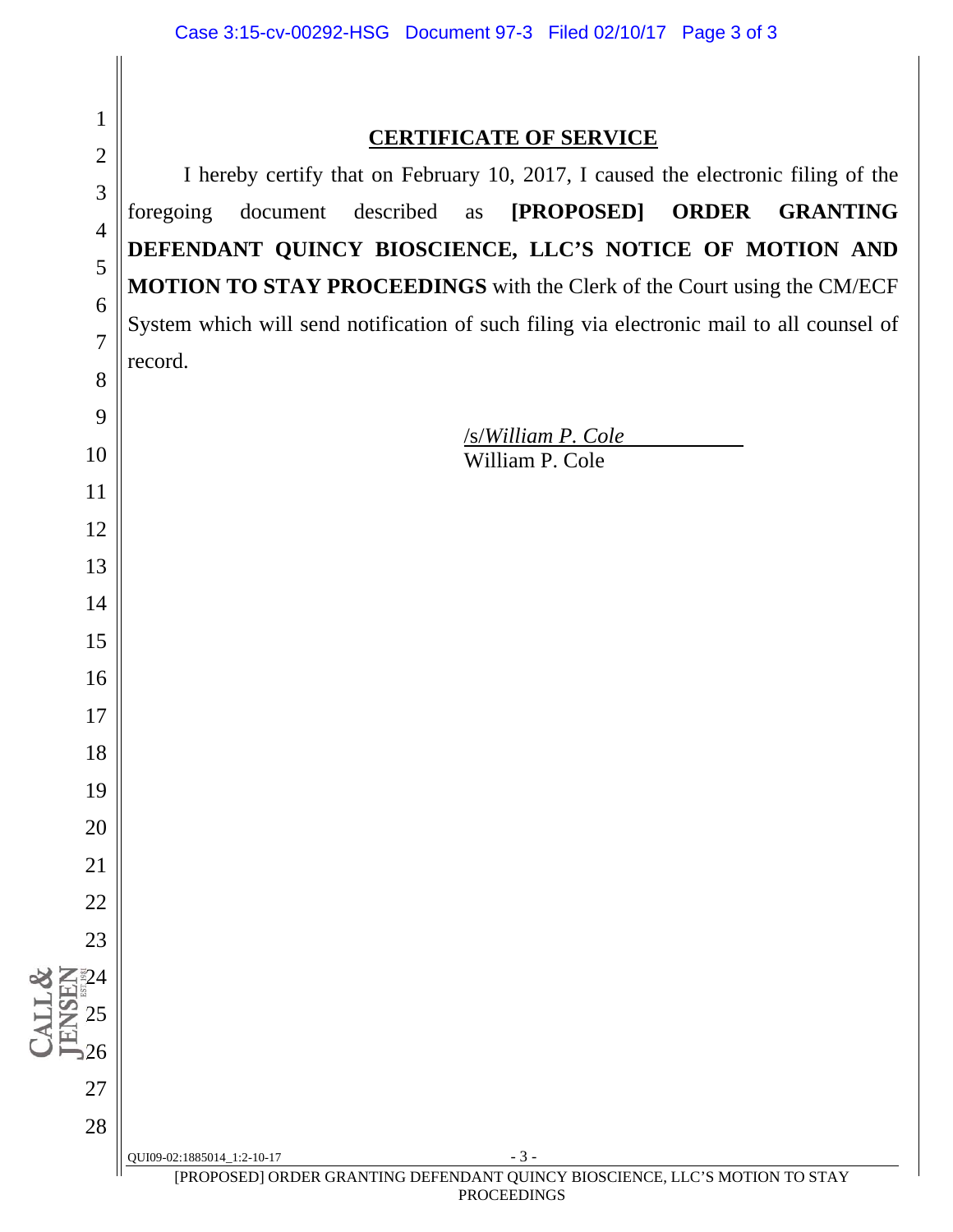## CERTIFICATE OF SERVICE

I hereby certify that on February 10, 2017, I caused the electronic filing of the foregoing document described as **[PROPOSED] ORDER GRANTING DEFENDANT QUINCY BIOSCIENCE, LLC'S NOTICE OF MOTION AND MOTION TO STAY PROCEEDINGS** with the Clerk of the Court using the CM/ECF System which will send notification of such filing via electronic mail to all counsel of record.

/s/*William P. Cole*
William P. Cole